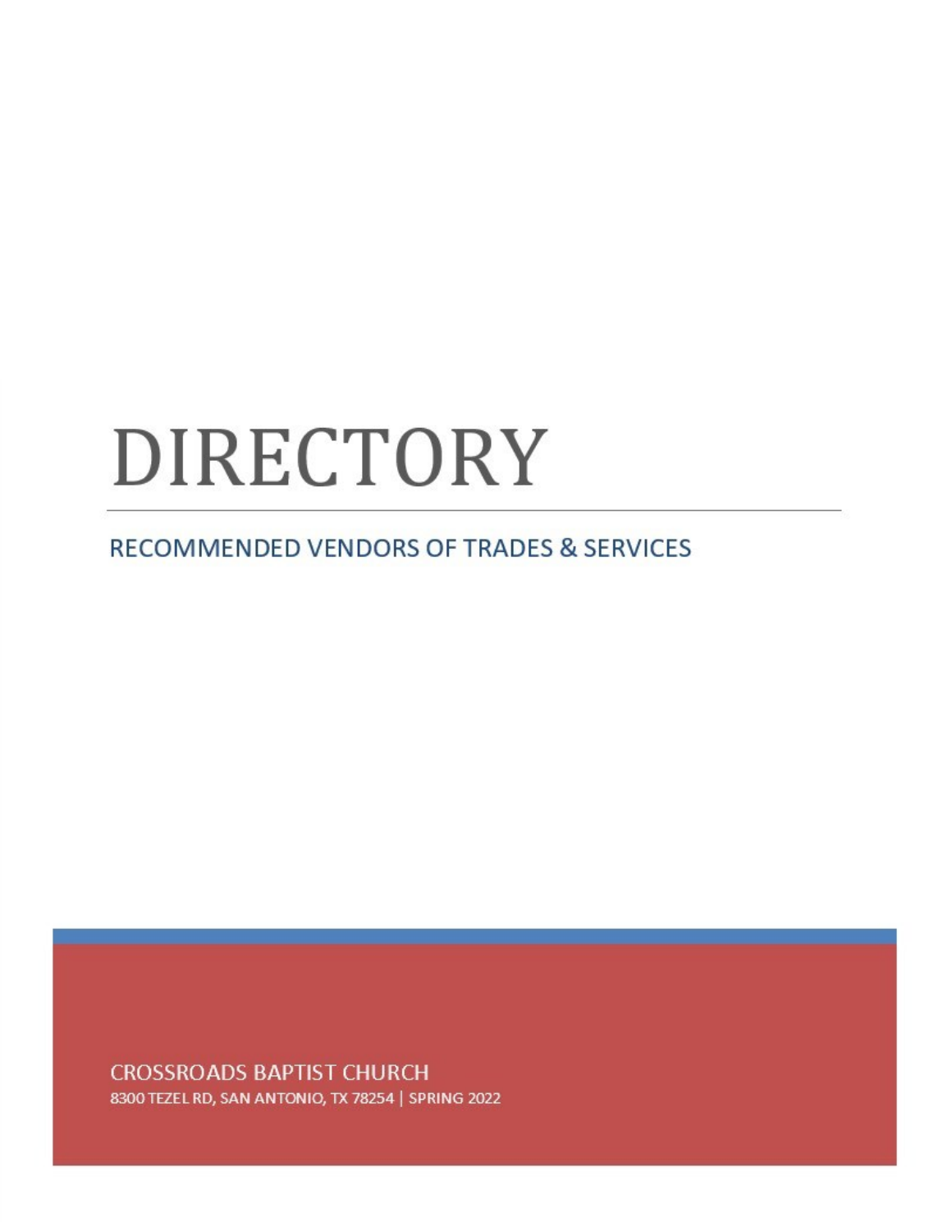# DIRECTORY

## RECOMMENDED VENDORS OF TRADES & SERVICES

CROSSROADS BAPTIST CHURCH

8300 TEZEL RD, SAN ANTONIO, TX 78254 | SPRING 2022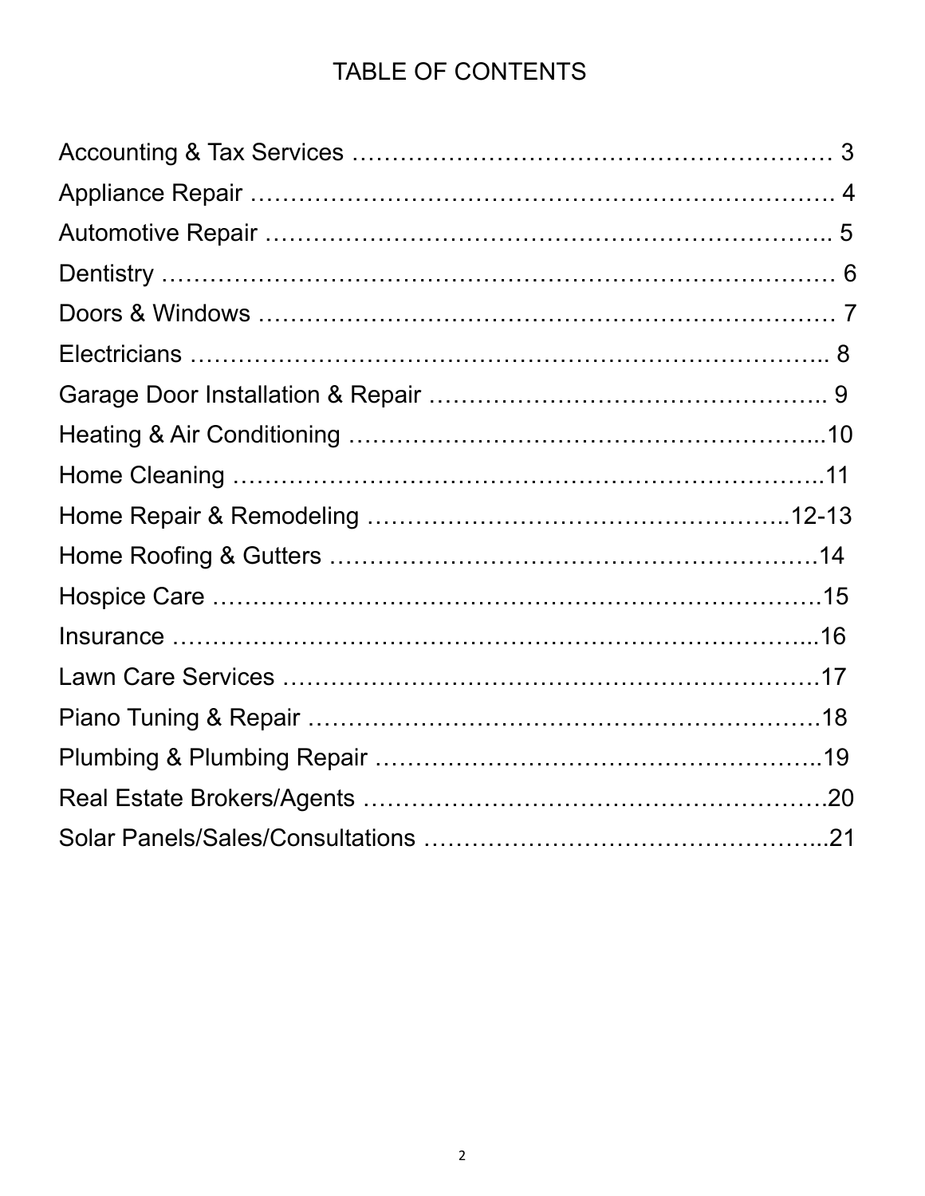# TABLE OF CONTENTS

Accounting & Tax Services ……………………………………………………… 3

Appliance Repair ………………………………………………………………. 4

Automotive Repair …………………………………………………………….. 5

Dentistry ……………………………………………………………………… 6

Doors & Windows ……………………………………………………………… 7

Electricians …………………………………………………………………….. 8

Garage Door Installation & Repair …………………………………………….. 9

Heating & Air Conditioning ……………………………………………………...10

Home Cleaning ………………………………………………………………..11

Home Repair & Remodeling ………………………………………………..12-13

Home Roofing & Gutters ………………………………………………………14

Hospice Care ……………………………………………………………………15

Insurance ……………………………………………………………………...16

Lawn Care Services ……………………………………………………………17

Piano Tuning & Repair …………………………………………………………18

Plumbing & Plumbing Repair …………………………………………………..19

Real Estate Brokers/Agents ……………………………………………………20

Solar Panels/Sales/Consultations …………………………………………...21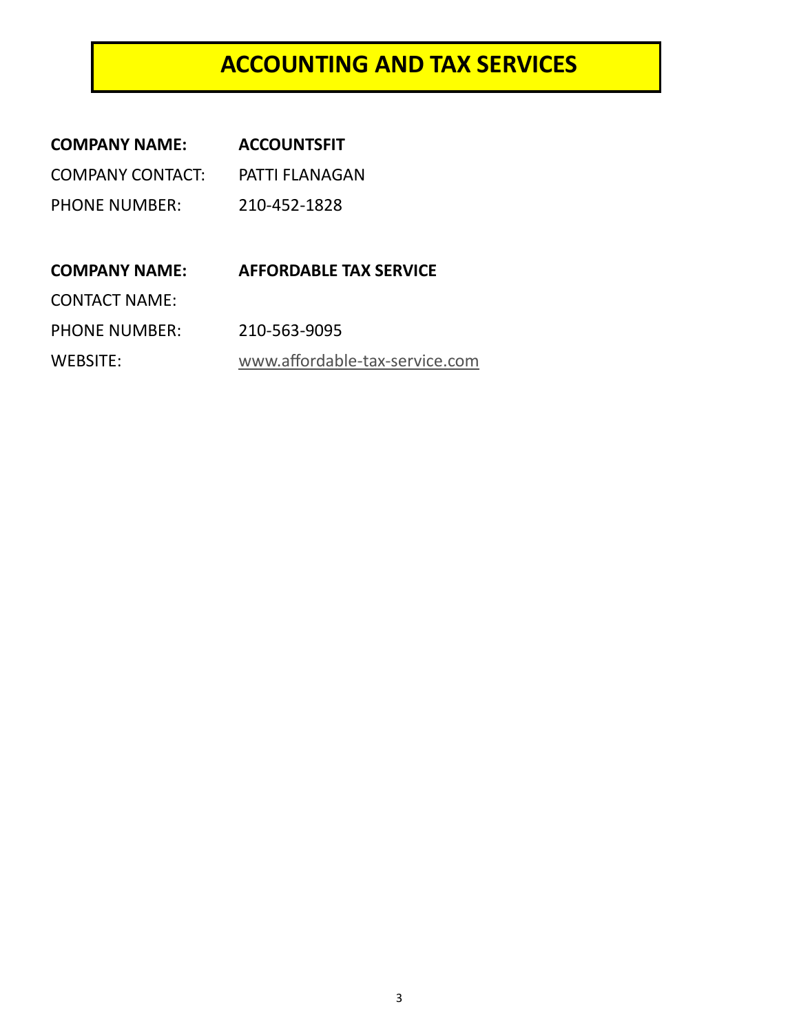# ACCOUNTING AND TAX SERVICES

**COMPANY NAME:** **ACCOUNTSFIT**
COMPANY CONTACT: PATTI FLANAGAN
PHONE NUMBER: 210-452-1828

**COMPANY NAME:** **AFFORDABLE TAX SERVICE**
CONTACT NAME:
PHONE NUMBER: 210-563-9095
WEBSITE: www.affordable-tax-service.com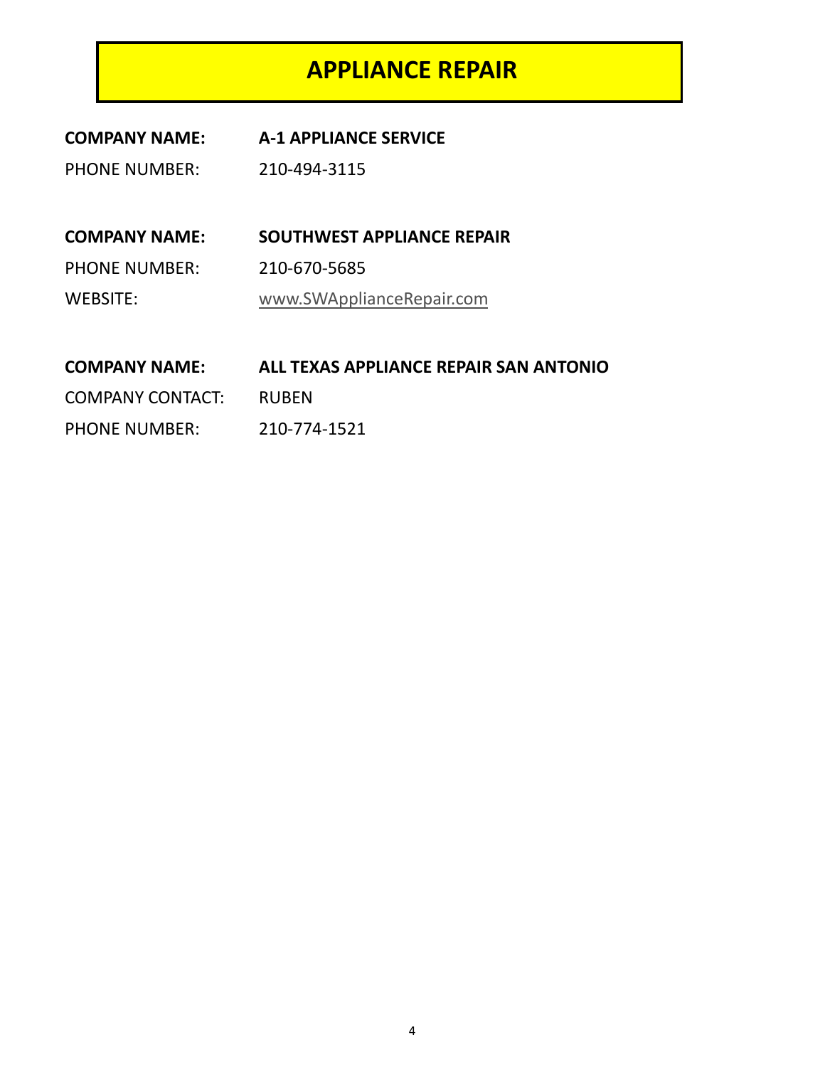# APPLIANCE REPAIR

**COMPANY NAME:** **A-1 APPLIANCE SERVICE**

PHONE NUMBER: 210-494-3115

**COMPANY NAME:** **SOUTHWEST APPLIANCE REPAIR**

PHONE NUMBER: 210-670-5685

WEBSITE: www.SWApplianceRepair.com

**COMPANY NAME:** **ALL TEXAS APPLIANCE REPAIR SAN ANTONIO**

COMPANY CONTACT: RUBEN

PHONE NUMBER: 210-774-1521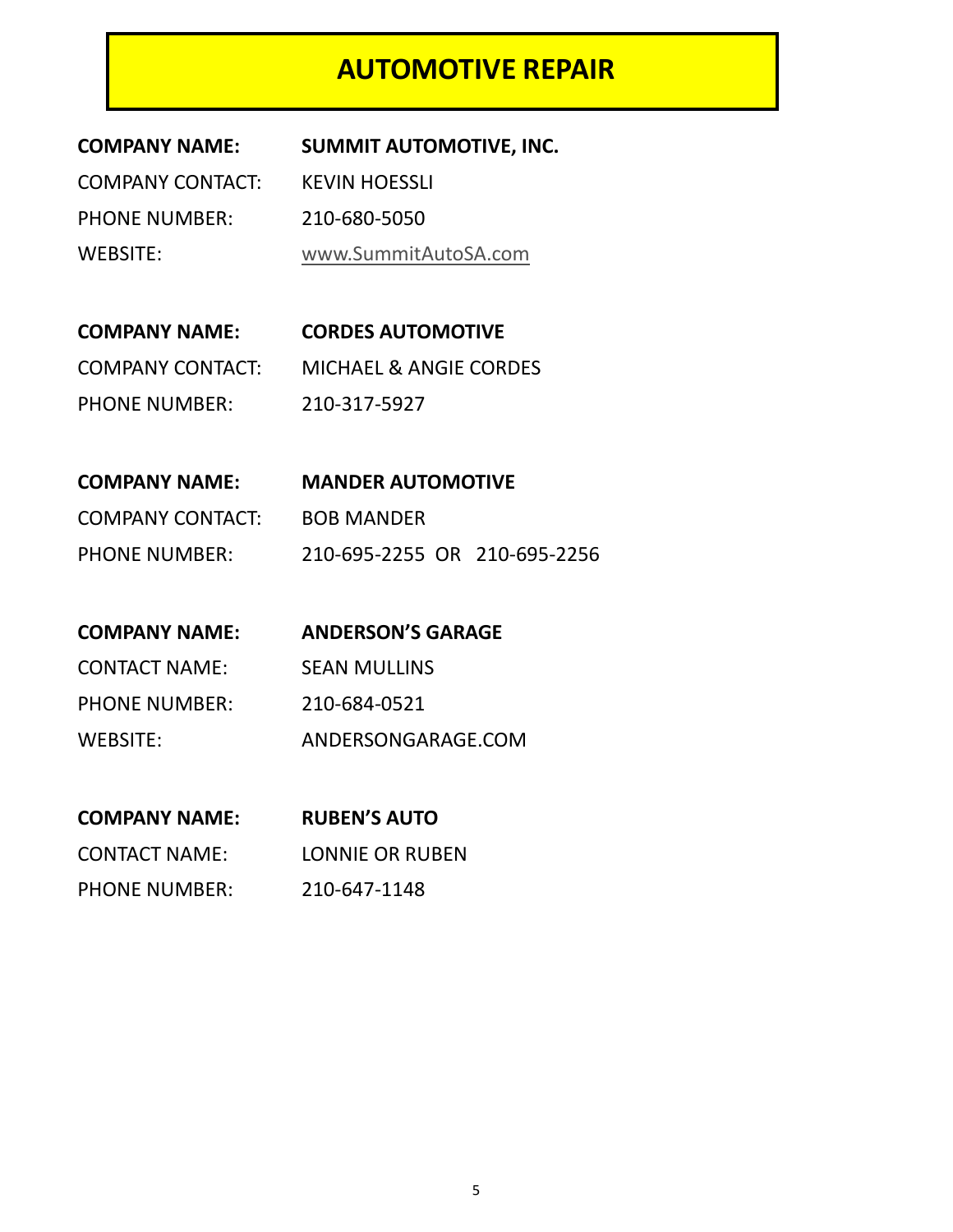# AUTOMOTIVE REPAIR

**COMPANY NAME:** **SUMMIT AUTOMOTIVE, INC.**
COMPANY CONTACT: KEVIN HOESSLI
PHONE NUMBER: 210-680-5050
WEBSITE: www.SummitAutoSA.com

**COMPANY NAME:** **CORDES AUTOMOTIVE**
COMPANY CONTACT: MICHAEL & ANGIE CORDES
PHONE NUMBER: 210-317-5927

**COMPANY NAME:** **MANDER AUTOMOTIVE**
COMPANY CONTACT: BOB MANDER
PHONE NUMBER: 210-695-2255 OR 210-695-2256

**COMPANY NAME:** **ANDERSON'S GARAGE**
CONTACT NAME: SEAN MULLINS
PHONE NUMBER: 210-684-0521
WEBSITE: ANDERSONGARAGE.COM

**COMPANY NAME:** **RUBEN'S AUTO**
CONTACT NAME: LONNIE OR RUBEN
PHONE NUMBER: 210-647-1148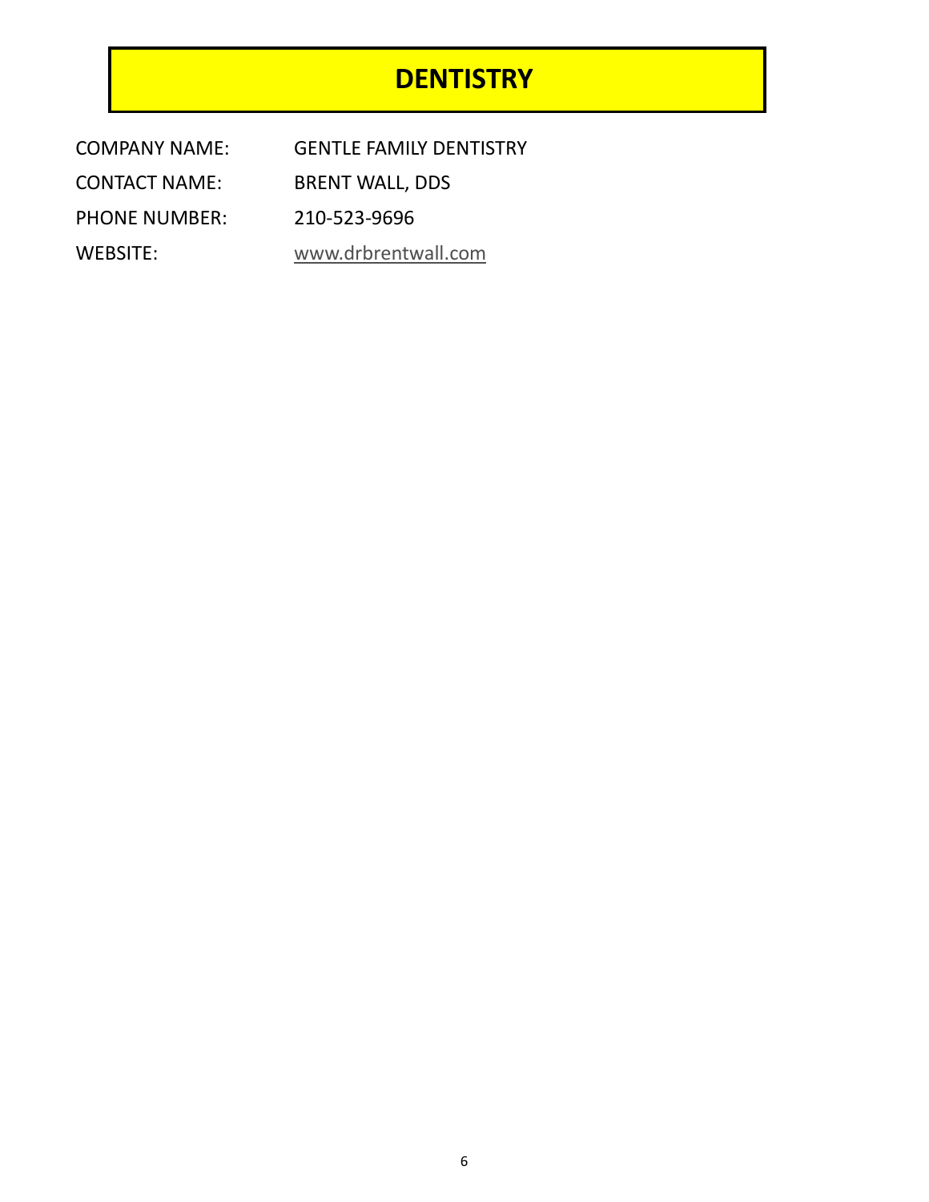# DENTISTRY

| | |
|---|---|
| COMPANY NAME: | GENTLE FAMILY DENTISTRY |
| CONTACT NAME: | BRENT WALL, DDS |
| PHONE NUMBER: | 210-523-9696 |
| WEBSITE: | www.drbrentwall.com |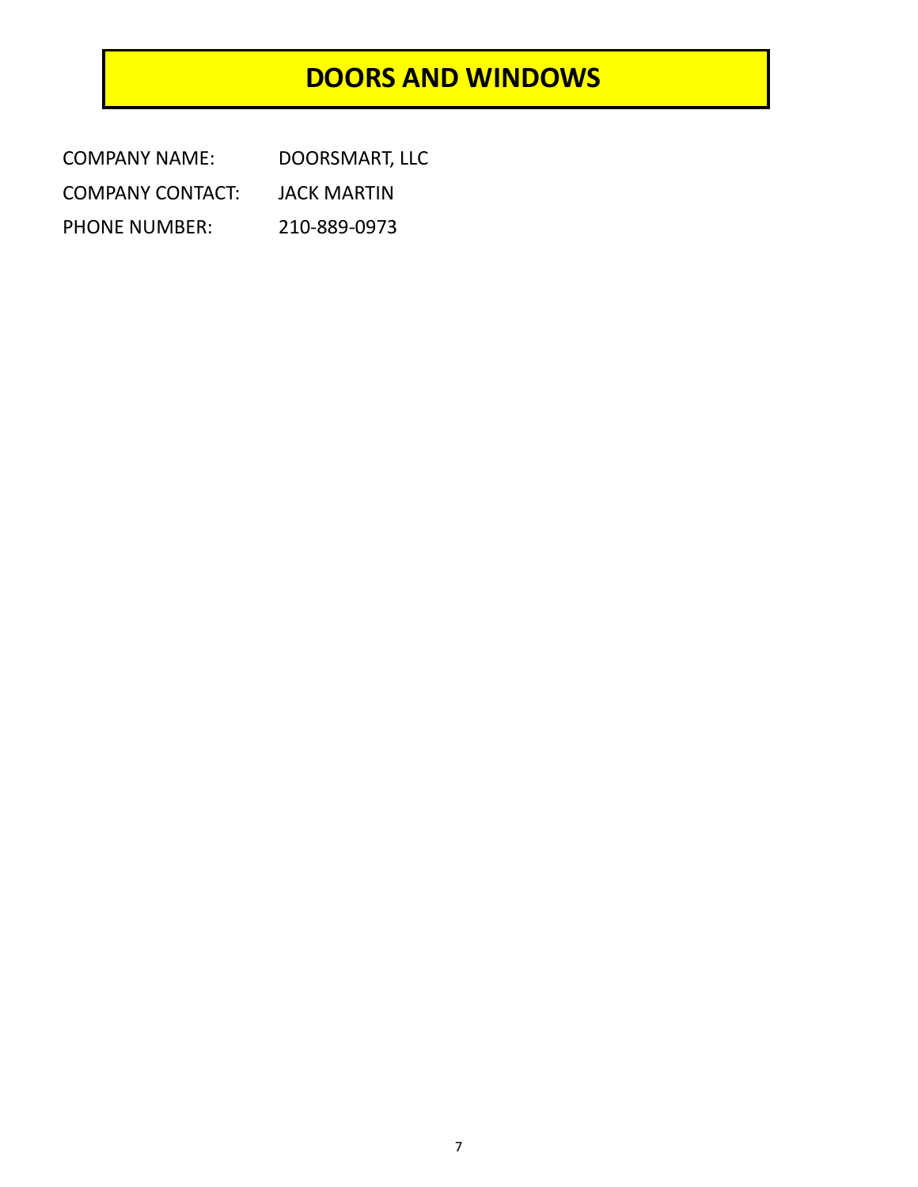# DOORS AND WINDOWS

| | |
|---|---|
| COMPANY NAME: | DOORSMART, LLC |
| COMPANY CONTACT: | JACK MARTIN |
| PHONE NUMBER: | 210-889-0973 |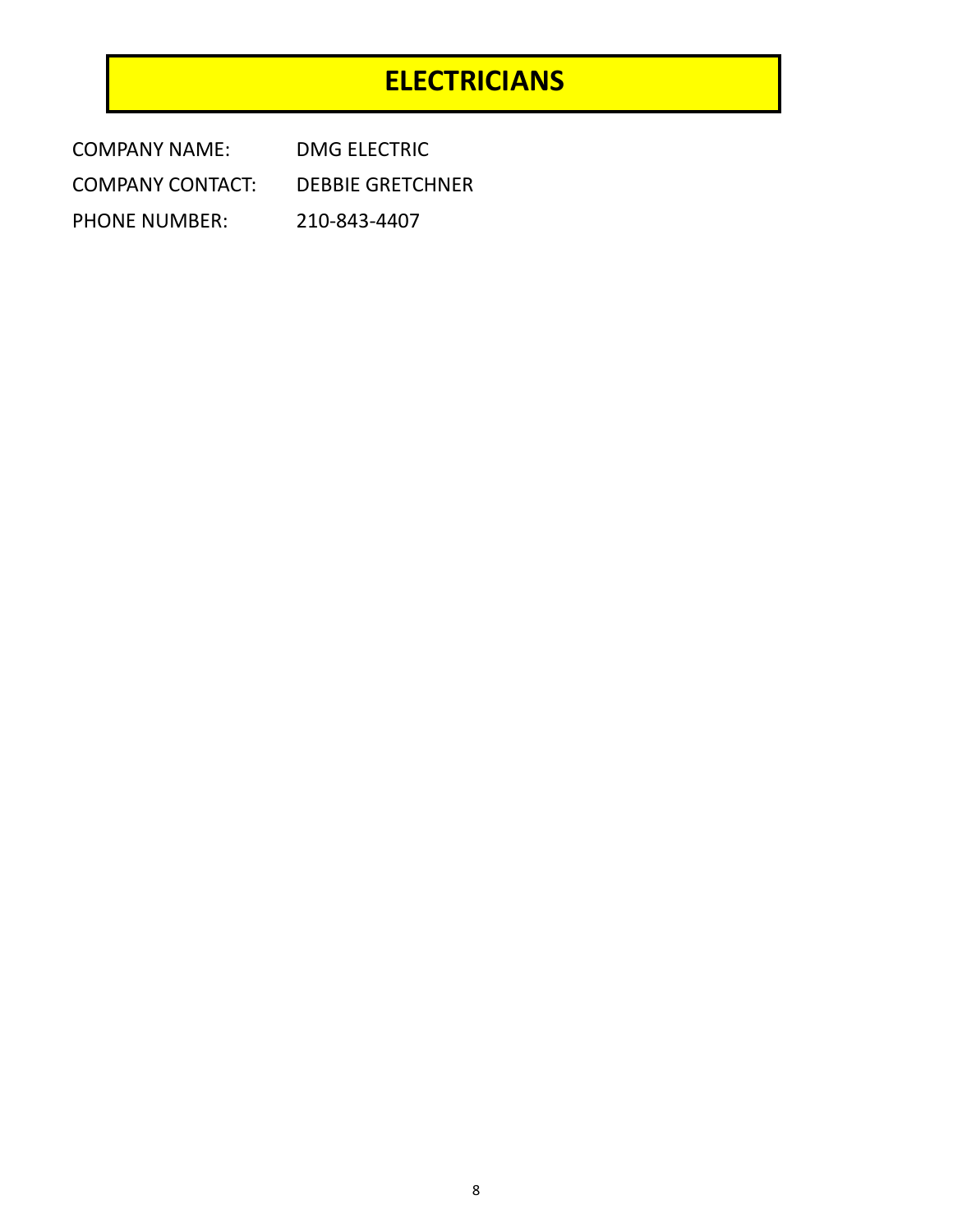# ELECTRICIANS

COMPANY NAME: DMG ELECTRIC

COMPANY CONTACT: DEBBIE GRETCHNER

PHONE NUMBER: 210-843-4407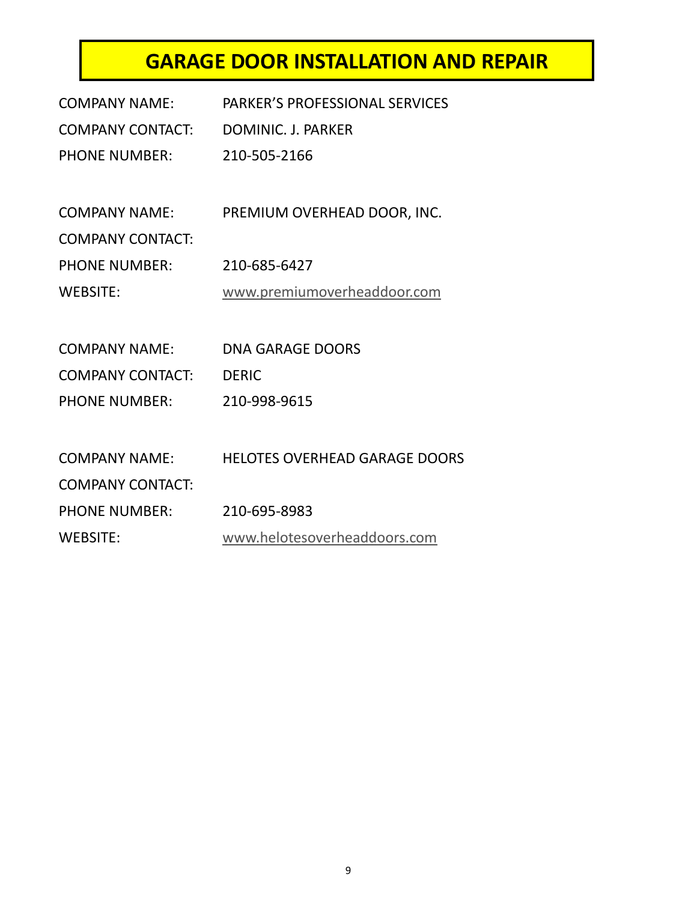# GARAGE DOOR INSTALLATION AND REPAIR

COMPANY NAME: PARKER'S PROFESSIONAL SERVICES
COMPANY CONTACT: DOMINIC. J. PARKER
PHONE NUMBER: 210-505-2166

COMPANY NAME: PREMIUM OVERHEAD DOOR, INC.
COMPANY CONTACT:
PHONE NUMBER: 210-685-6427
WEBSITE: www.premiumoverheaddoor.com

COMPANY NAME: DNA GARAGE DOORS
COMPANY CONTACT: DERIC
PHONE NUMBER: 210-998-9615

COMPANY NAME: HELOTES OVERHEAD GARAGE DOORS
COMPANY CONTACT:
PHONE NUMBER: 210-695-8983
WEBSITE: www.helotesoverheaddoors.com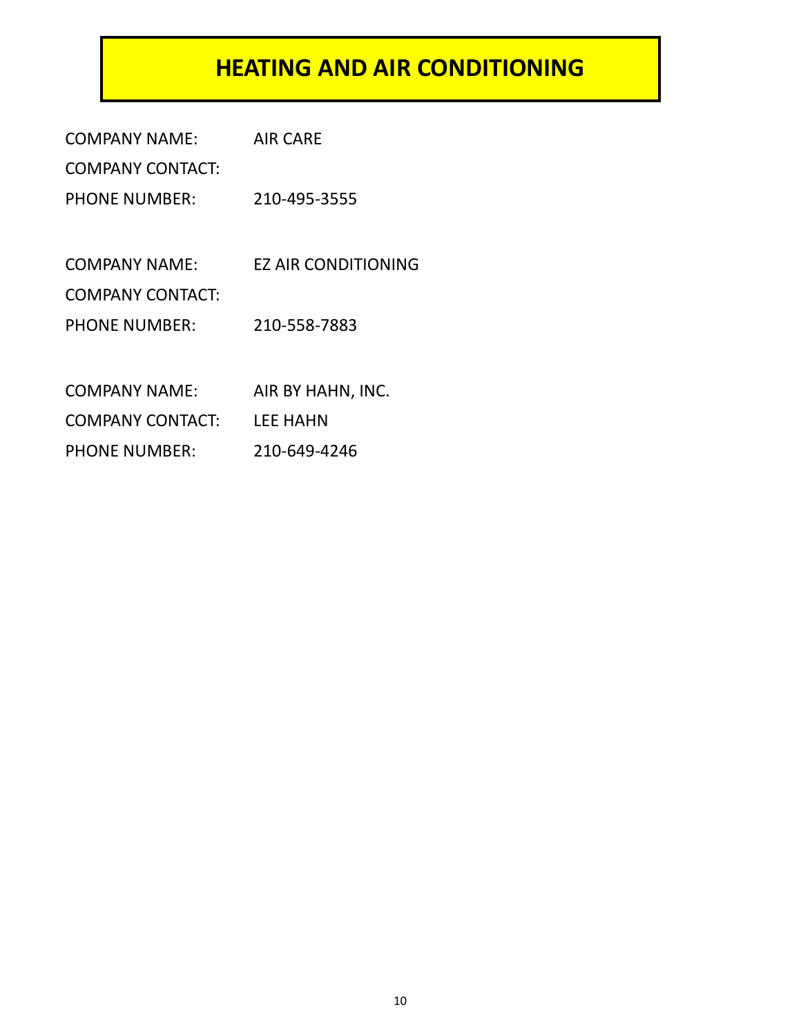# HEATING AND AIR CONDITIONING

COMPANY NAME: AIR CARE
COMPANY CONTACT:
PHONE NUMBER: 210-495-3555

COMPANY NAME: EZ AIR CONDITIONING
COMPANY CONTACT:
PHONE NUMBER: 210-558-7883

COMPANY NAME: AIR BY HAHN, INC.
COMPANY CONTACT: LEE HAHN
PHONE NUMBER: 210-649-4246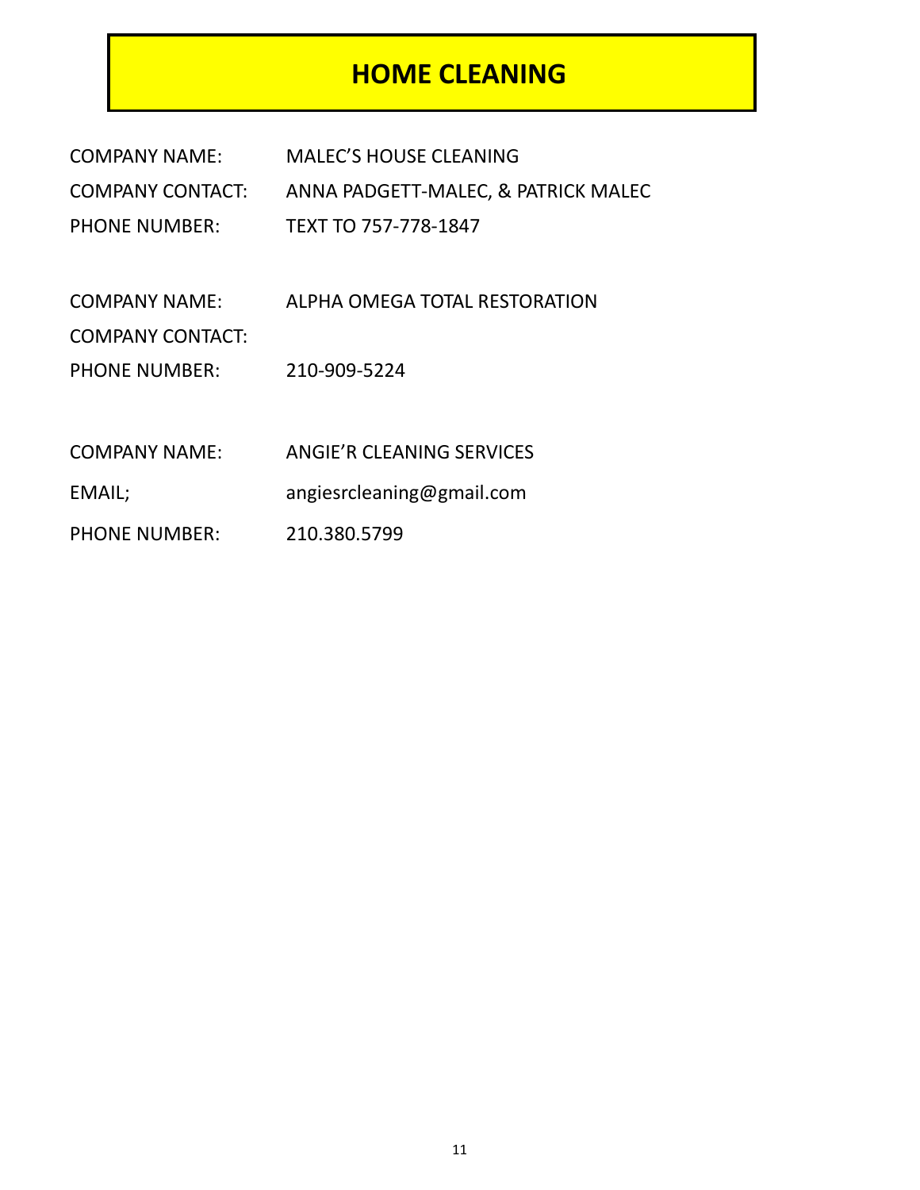# HOME CLEANING

COMPANY NAME: MALEC'S HOUSE CLEANING
COMPANY CONTACT: ANNA PADGETT-MALEC, & PATRICK MALEC
PHONE NUMBER: TEXT TO 757-778-1847

COMPANY NAME: ALPHA OMEGA TOTAL RESTORATION
COMPANY CONTACT:
PHONE NUMBER: 210-909-5224

COMPANY NAME: ANGIE'R CLEANING SERVICES
EMAIL; angiesrcleaning@gmail.com
PHONE NUMBER: 210.380.5799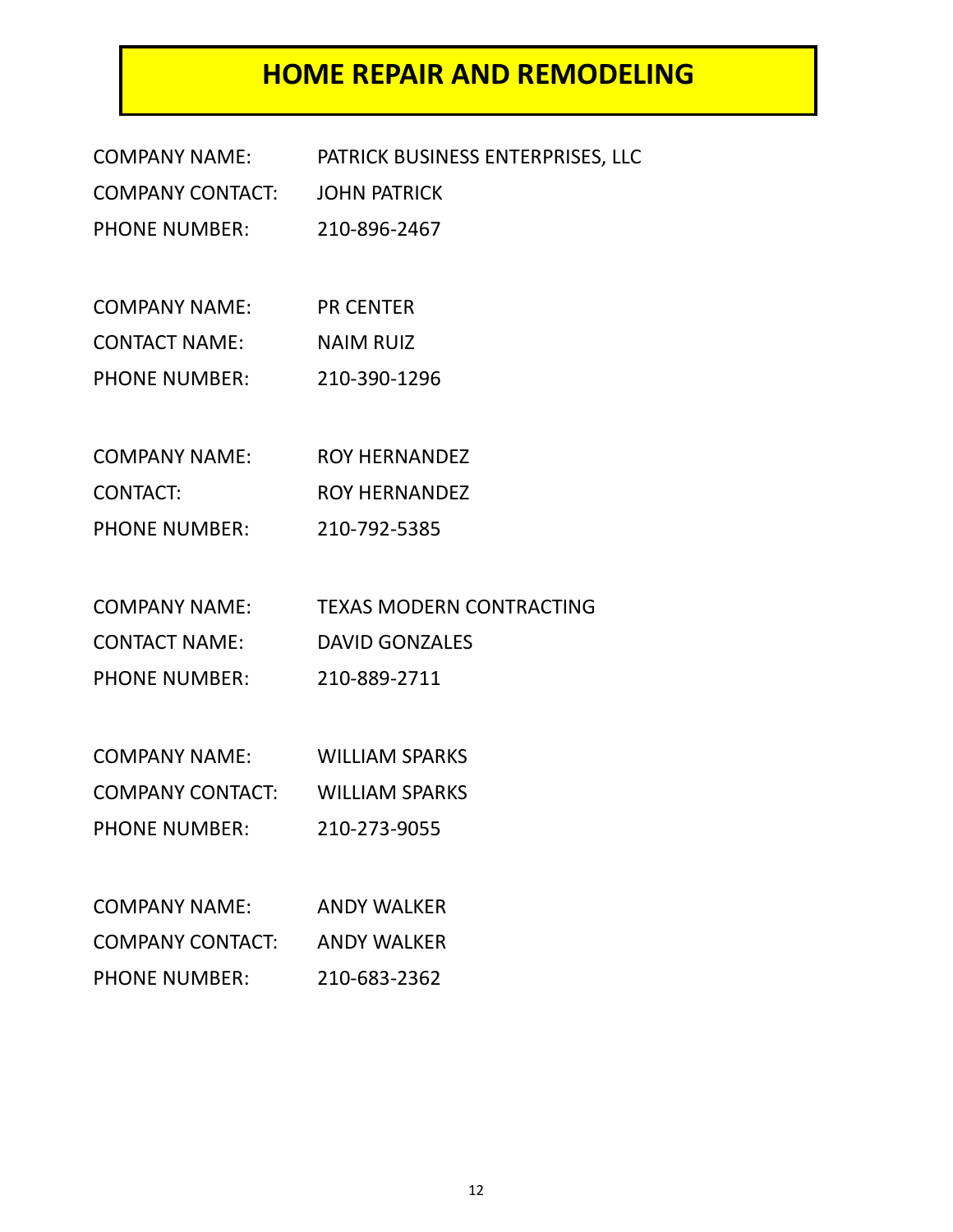# HOME REPAIR AND REMODELING

COMPANY NAME: PATRICK BUSINESS ENTERPRISES, LLC
COMPANY CONTACT: JOHN PATRICK
PHONE NUMBER: 210-896-2467

COMPANY NAME: PR CENTER
CONTACT NAME: NAIM RUIZ
PHONE NUMBER: 210-390-1296

COMPANY NAME: ROY HERNANDEZ
CONTACT: ROY HERNANDEZ
PHONE NUMBER: 210-792-5385

COMPANY NAME: TEXAS MODERN CONTRACTING
CONTACT NAME: DAVID GONZALES
PHONE NUMBER: 210-889-2711

COMPANY NAME: WILLIAM SPARKS
COMPANY CONTACT: WILLIAM SPARKS
PHONE NUMBER: 210-273-9055

COMPANY NAME: ANDY WALKER
COMPANY CONTACT: ANDY WALKER
PHONE NUMBER: 210-683-2362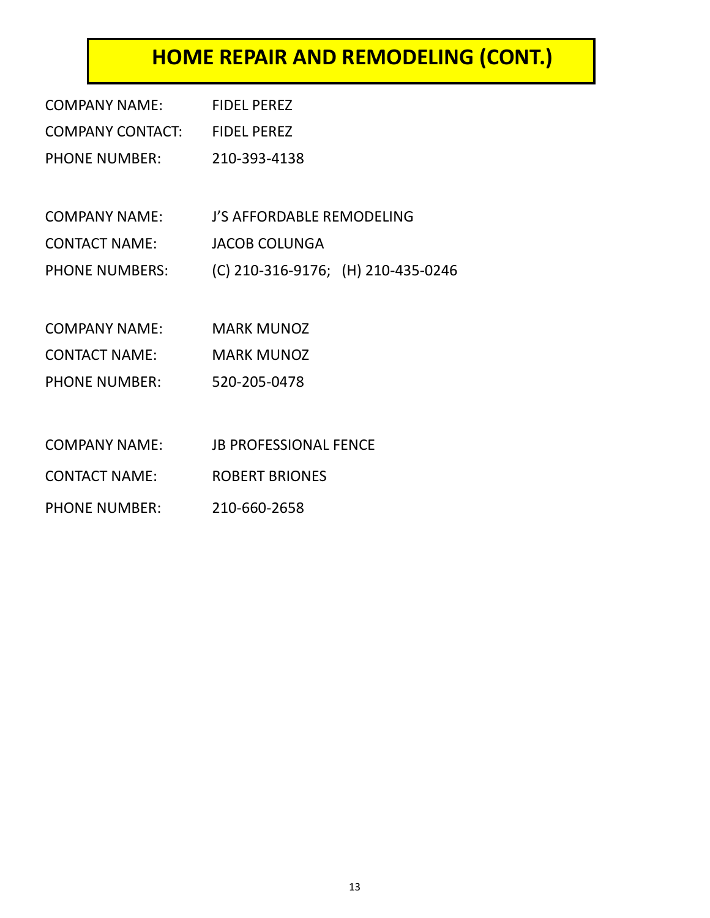# HOME REPAIR AND REMODELING (CONT.)

COMPANY NAME: FIDEL PEREZ
COMPANY CONTACT: FIDEL PEREZ
PHONE NUMBER: 210-393-4138

COMPANY NAME: J'S AFFORDABLE REMODELING
CONTACT NAME: JACOB COLUNGA
PHONE NUMBERS: (C) 210-316-9176; (H) 210-435-0246

COMPANY NAME: MARK MUNOZ
CONTACT NAME: MARK MUNOZ
PHONE NUMBER: 520-205-0478

COMPANY NAME: JB PROFESSIONAL FENCE
CONTACT NAME: ROBERT BRIONES
PHONE NUMBER: 210-660-2658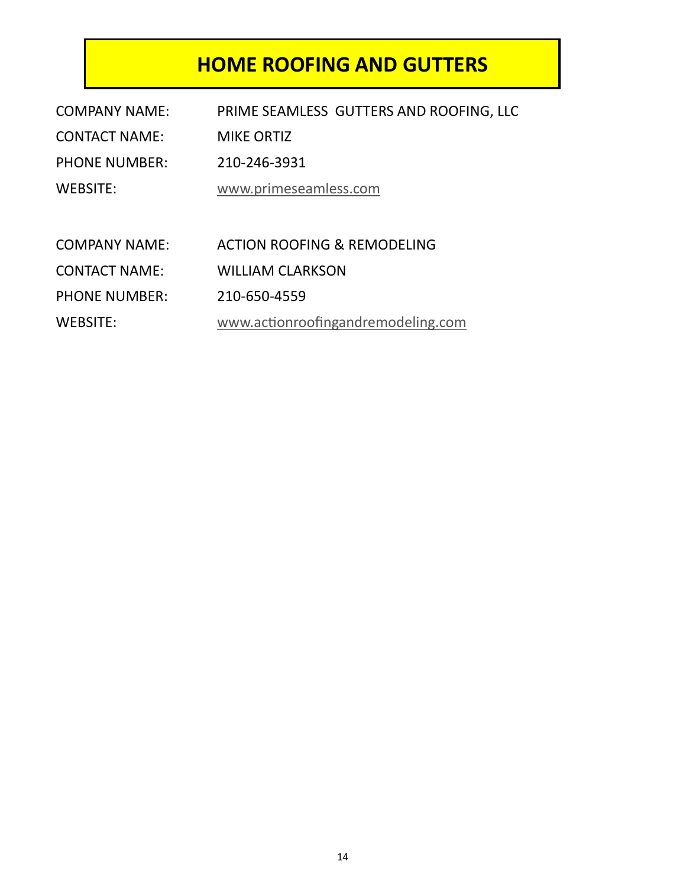# HOME ROOFING AND GUTTERS

COMPANY NAME: PRIME SEAMLESS GUTTERS AND ROOFING, LLC

CONTACT NAME: MIKE ORTIZ

PHONE NUMBER: 210-246-3931

WEBSITE: www.primeseamless.com

COMPANY NAME: ACTION ROOFING & REMODELING

CONTACT NAME: WILLIAM CLARKSON

PHONE NUMBER: 210-650-4559

WEBSITE: www.actionroofingandremodeling.com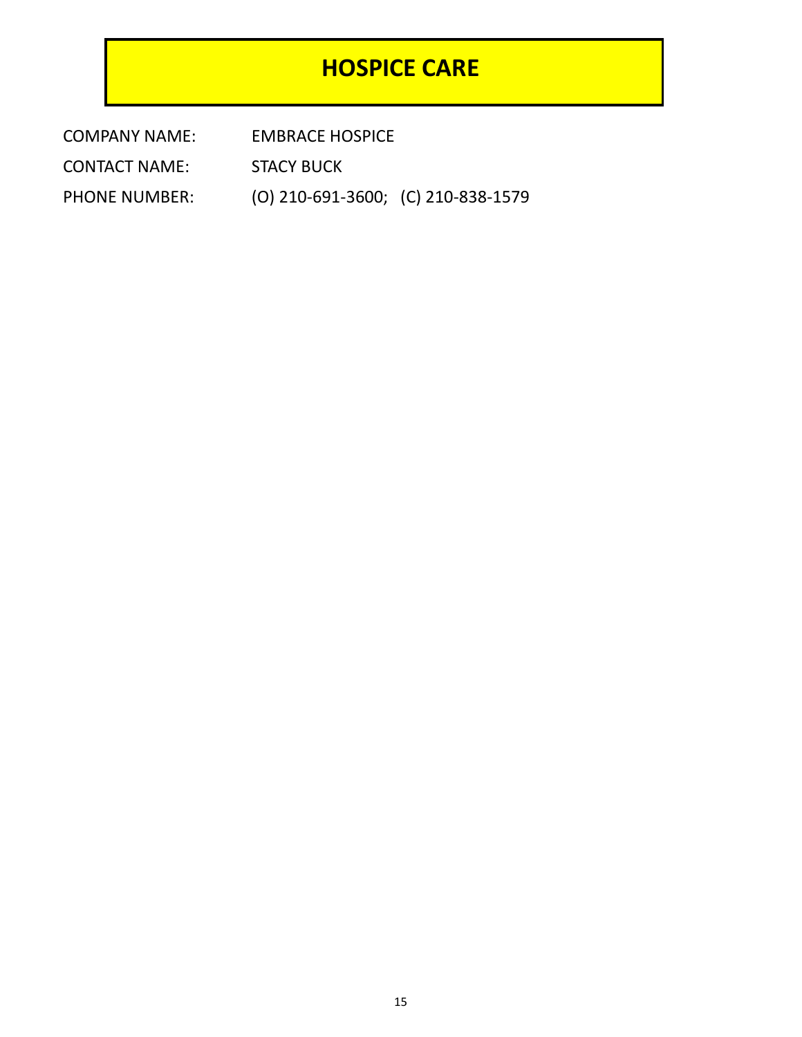# HOSPICE CARE

COMPANY NAME: EMBRACE HOSPICE

CONTACT NAME: STACY BUCK

PHONE NUMBER: (O) 210-691-3600; (C) 210-838-1579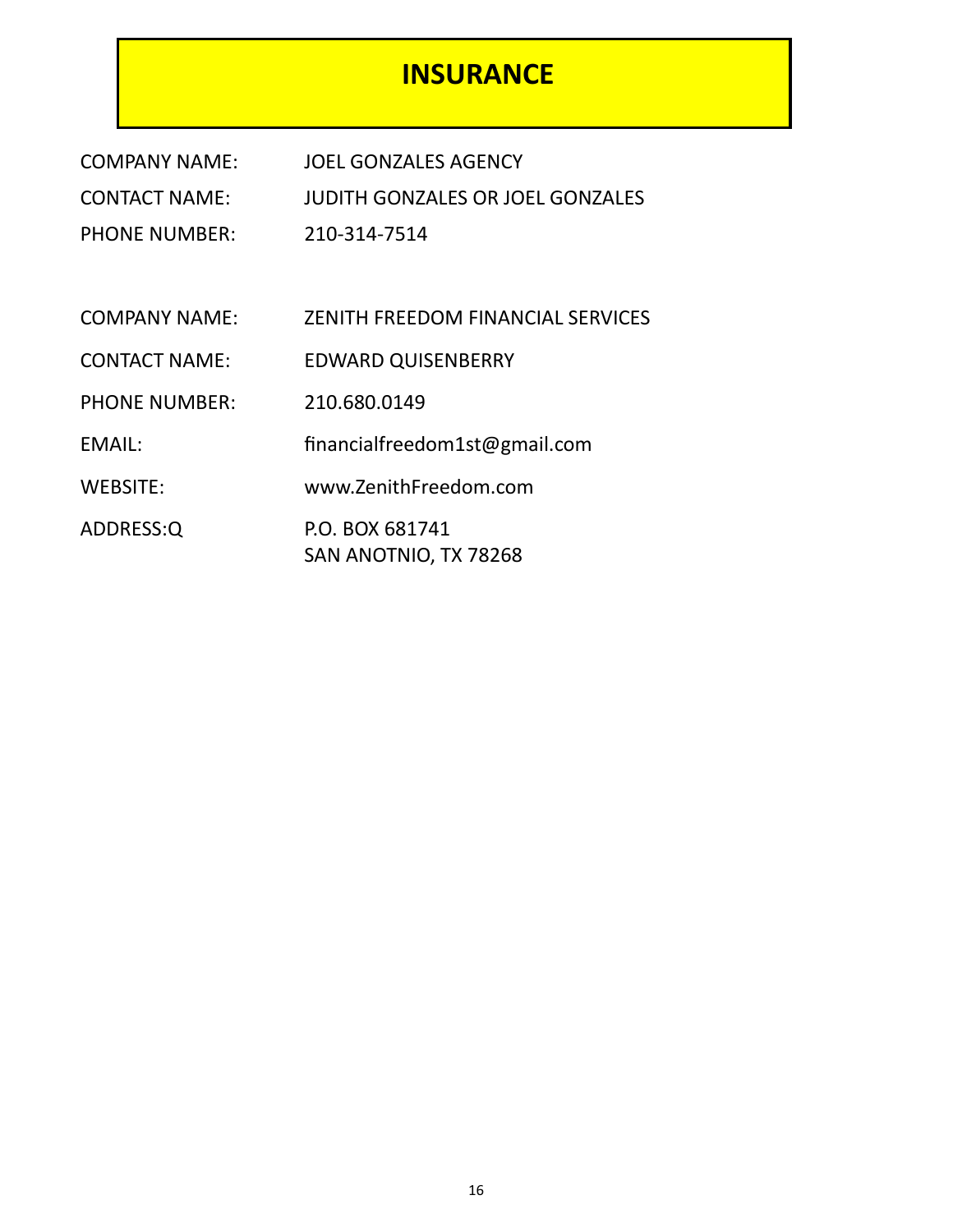# INSURANCE

| | |
|---|---|
| COMPANY NAME: | JOEL GONZALES AGENCY |
| CONTACT NAME: | JUDITH GONZALES OR JOEL GONZALES |
| PHONE NUMBER: | 210-314-7514 |

| | |
|---|---|
| COMPANY NAME: | ZENITH FREEDOM FINANCIAL SERVICES |
| CONTACT NAME: | EDWARD QUISENBERRY |
| PHONE NUMBER: | 210.680.0149 |
| EMAIL: | financialfreedom1st@gmail.com |
| WEBSITE: | www.ZenithFreedom.com |
| ADDRESS:Q | P.O. BOX 681741<br>SAN ANOTNIO, TX 78268 |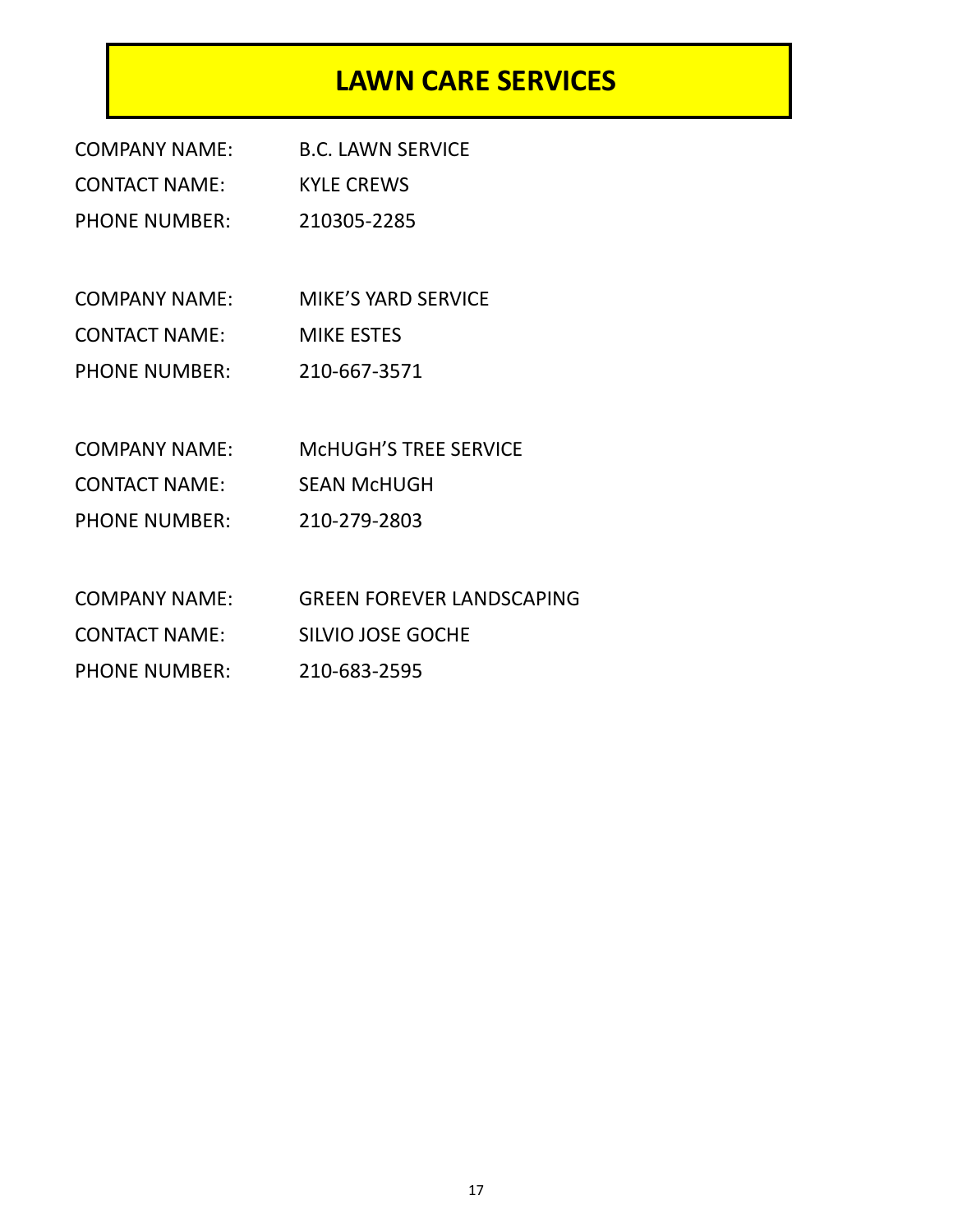# LAWN CARE SERVICES

COMPANY NAME: B.C. LAWN SERVICE
CONTACT NAME: KYLE CREWS
PHONE NUMBER: 210305-2285

COMPANY NAME: MIKE'S YARD SERVICE
CONTACT NAME: MIKE ESTES
PHONE NUMBER: 210-667-3571

COMPANY NAME: McHUGH'S TREE SERVICE
CONTACT NAME: SEAN McHUGH
PHONE NUMBER: 210-279-2803

COMPANY NAME: GREEN FOREVER LANDSCAPING
CONTACT NAME: SILVIO JOSE GOCHE
PHONE NUMBER: 210-683-2595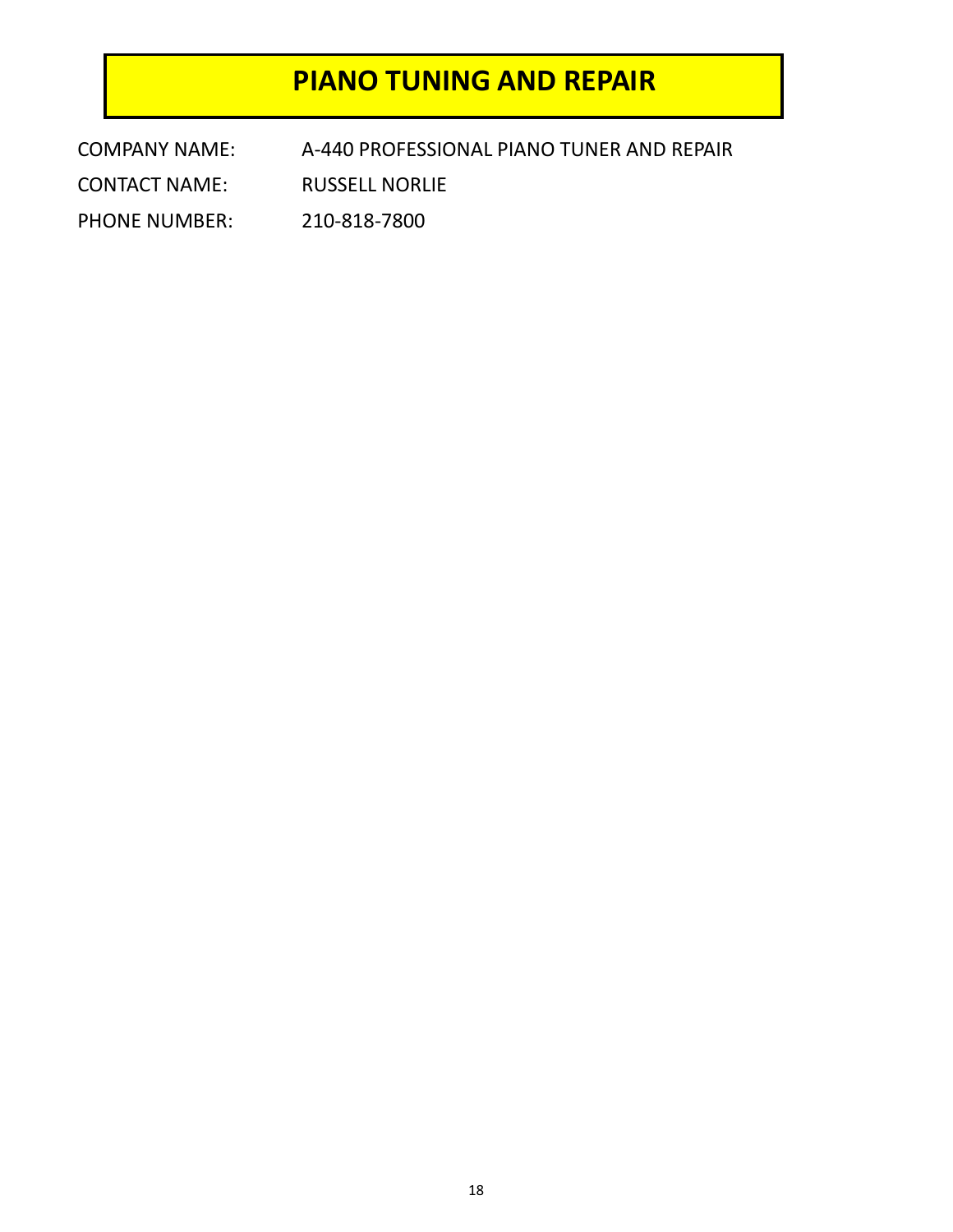# PIANO TUNING AND REPAIR

COMPANY NAME: A-440 PROFESSIONAL PIANO TUNER AND REPAIR

CONTACT NAME: RUSSELL NORLIE

PHONE NUMBER: 210-818-7800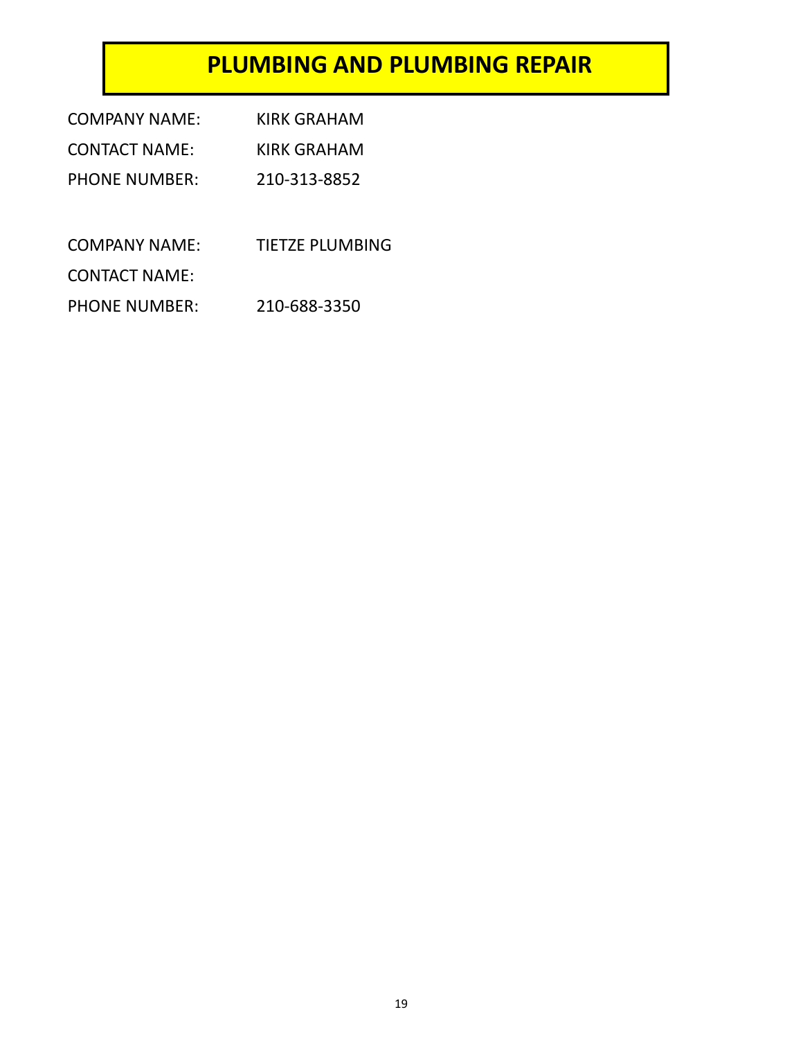# PLUMBING AND PLUMBING REPAIR

COMPANY NAME: KIRK GRAHAM

CONTACT NAME: KIRK GRAHAM

PHONE NUMBER: 210-313-8852

COMPANY NAME: TIETZE PLUMBING

CONTACT NAME:

PHONE NUMBER: 210-688-3350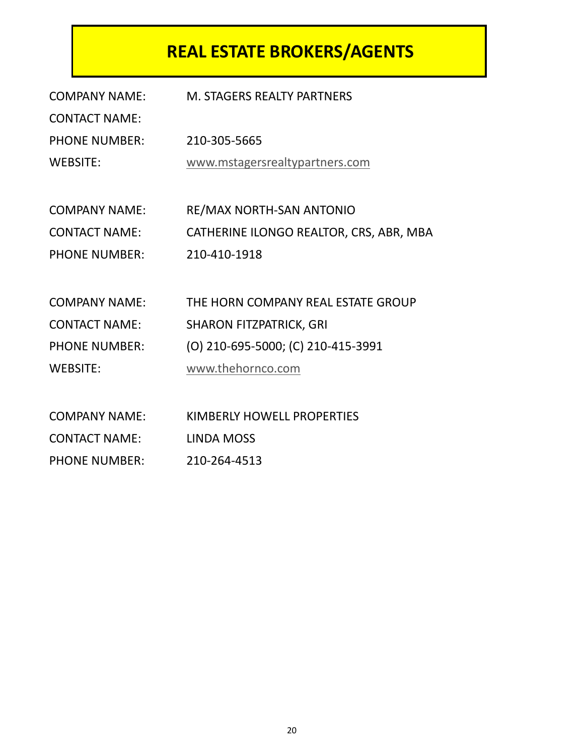# REAL ESTATE BROKERS/AGENTS

COMPANY NAME: M. STAGERS REALTY PARTNERS
CONTACT NAME:
PHONE NUMBER: 210-305-5665
WEBSITE: www.mstagersrealtypartners.com

COMPANY NAME: RE/MAX NORTH-SAN ANTONIO
CONTACT NAME: CATHERINE ILONGO REALTOR, CRS, ABR, MBA
PHONE NUMBER: 210-410-1918

COMPANY NAME: THE HORN COMPANY REAL ESTATE GROUP
CONTACT NAME: SHARON FITZPATRICK, GRI
PHONE NUMBER: (O) 210-695-5000; (C) 210-415-3991
WEBSITE: www.thehornco.com

COMPANY NAME: KIMBERLY HOWELL PROPERTIES
CONTACT NAME: LINDA MOSS
PHONE NUMBER: 210-264-4513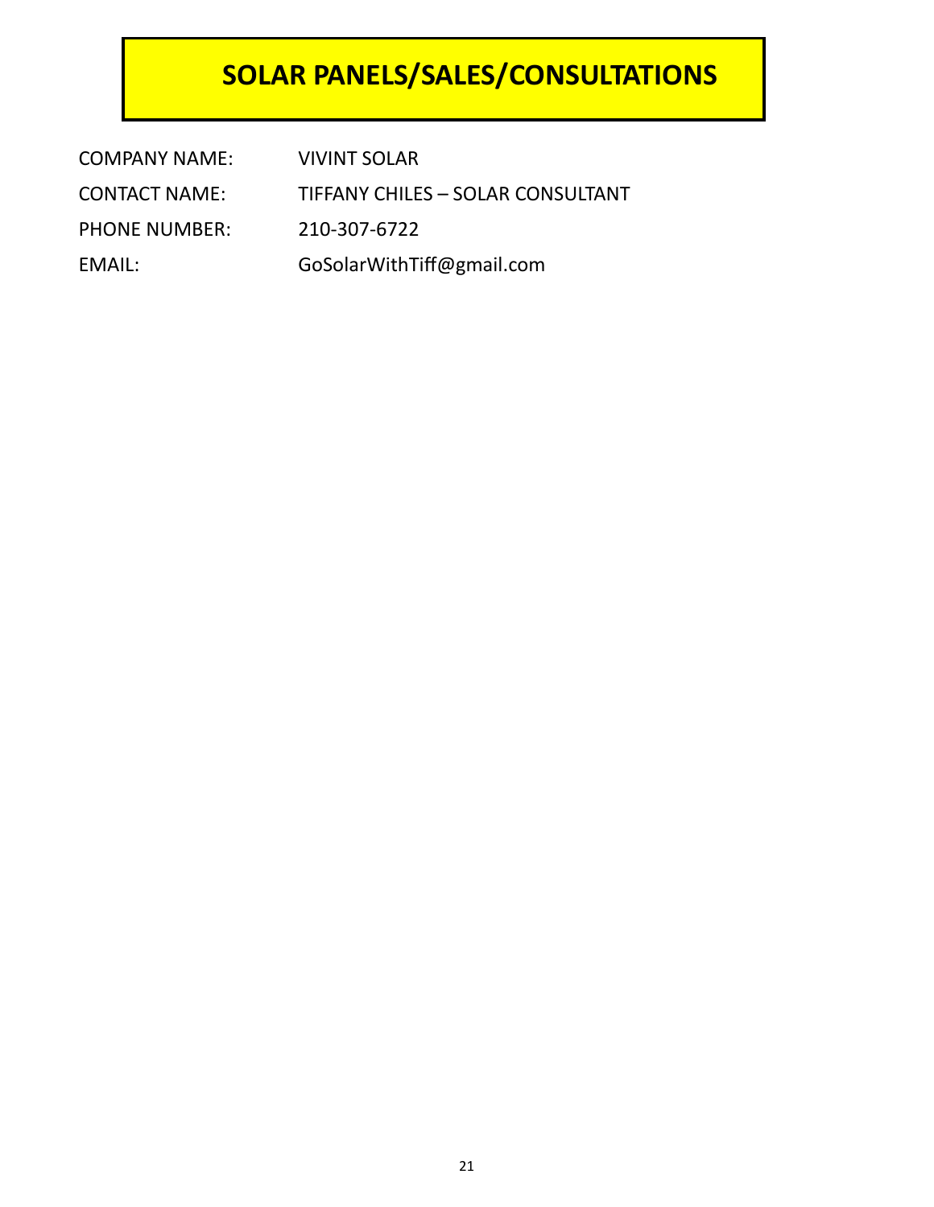# SOLAR PANELS/SALES/CONSULTATIONS

| | |
|---|---|
| COMPANY NAME: | VIVINT SOLAR |
| CONTACT NAME: | TIFFANY CHILES – SOLAR CONSULTANT |
| PHONE NUMBER: | 210-307-6722 |
| EMAIL: | GoSolarWithTiff@gmail.com |